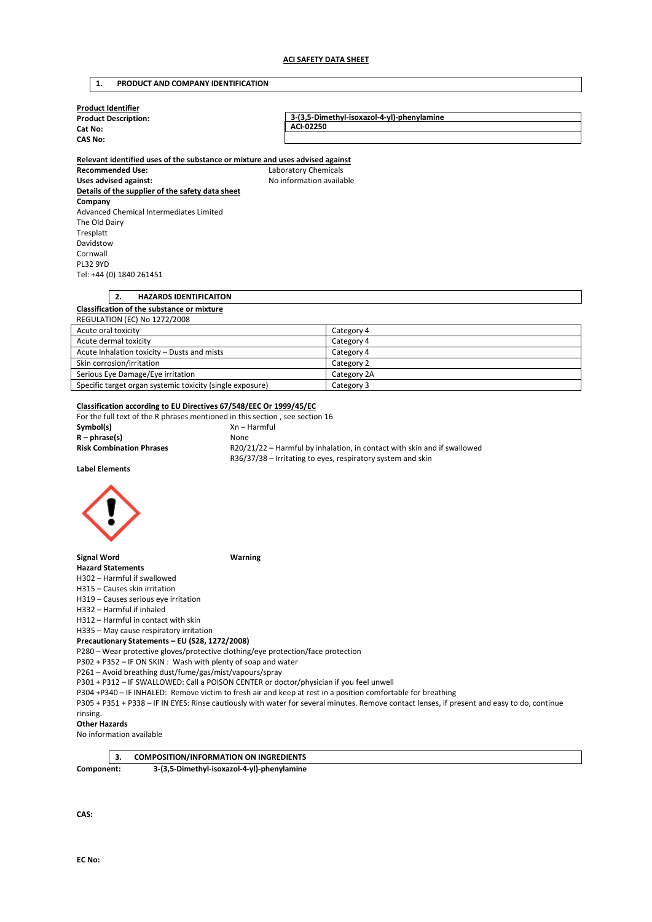## ACI SAFETY DATA SHEET

### 1. PRODUCT AND COMPANY IDENTIFICATION

**Product Identifier**

| | |
|---|---|
| **Product Description:** | **3-(3,5-Dimethyl-isoxazol-4-yl)-phenylamine** |
| **Cat No:** | **ACI-02250** |
| **CAS No:** | |

**Relevant identified uses of the substance or mixture and uses advised against**

**Recommended Use:** Laboratory Chemicals

**Uses advised against:** No information available

**Details of the supplier of the safety data sheet**

**Company**

Advanced Chemical Intermediates Limited
The Old Dairy
Tresplatt
Davidstow
Cornwall
PL32 9YD
Tel: +44 (0) 1840 261451

### 2. HAZARDS IDENTIFICAITON

**Classification of the substance or mixture**

REGULATION (EC) No 1272/2008

| | |
|---|---|
| Acute oral toxicity | Category 4 |
| Acute dermal toxicity | Category 4 |
| Acute Inhalation toxicity – Dusts and mists | Category 4 |
| Skin corrosion/irritation | Category 2 |
| Serious Eye Damage/Eye irritation | Category 2A |
| Specific target organ systemic toxicity (single exposure) | Category 3 |

**Classification according to EU Directives 67/548/EEC Or 1999/45/EC**

For the full text of the R phrases mentioned in this section , see section 16

**Symbol(s)** Xn – Harmful

**R – phrase(s)** None

**Risk Combination Phrases** R20/21/22 – Harmful by inhalation, in contact with skin and if swallowed
R36/37/38 – Irritating to eyes, respiratory system and skin

**Label Elements**

**Signal Word** **Warning**

**Hazard Statements**

H302 – Harmful if swallowed
H315 – Causes skin irritation
H319 – Causes serious eye irritation
H332 – Harmful if inhaled
H312 – Harmful in contact with skin
H335 – May cause respiratory irritation

**Precautionary Statements – EU (S28, 1272/2008)**

P280 – Wear protective gloves/protective clothing/eye protection/face protection
P302 + P352 – IF ON SKIN : Wash with plenty of soap and water
P261 – Avoid breathing dust/fume/gas/mist/vapours/spray
P301 + P312 – IF SWALLOWED: Call a POISON CENTER or doctor/physician if you feel unwell
P304 +P340 – IF INHALED: Remove victim to fresh air and keep at rest in a position comfortable for breathing
P305 + P351 + P338 – IF IN EYES: Rinse cautiously with water for several minutes. Remove contact lenses, if present and easy to do, continue rinsing.

**Other Hazards**

No information available

### 3. COMPOSITION/INFORMATION ON INGREDIENTS

**Component:** **3-(3,5-Dimethyl-isoxazol-4-yl)-phenylamine**

**CAS:**

**EC No:**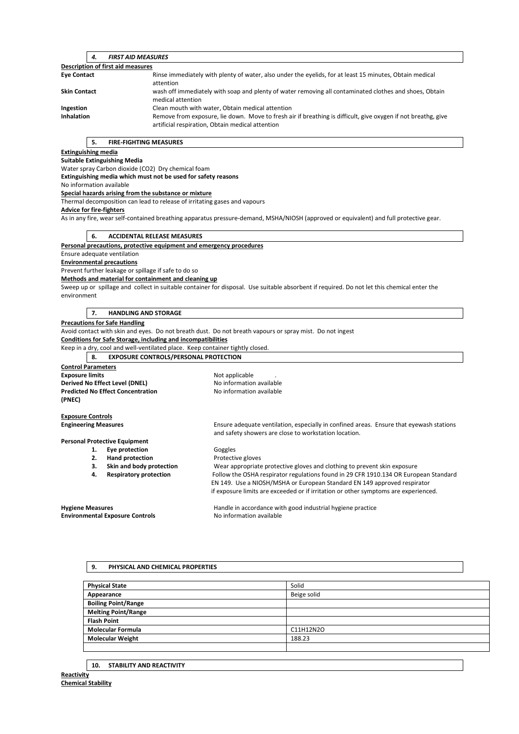## 4. *FIRST AID MEASURES*

**Description of first aid measures**

**Eye Contact** Rinse immediately with plenty of water, also under the eyelids, for at least 15 minutes, Obtain medical attention

**Skin Contact** wash off immediately with soap and plenty of water removing all contaminated clothes and shoes, Obtain medical attention

**Ingestion** Clean mouth with water, Obtain medical attention

**Inhalation** Remove from exposure, lie down. Move to fresh air if breathing is difficult, give oxygen if not breathg, give artificial respiration, Obtain medical attention

## 5. FIRE-FIGHTING MEASURES

**Extinguishing media**

**Suitable Extinguishing Media**

Water spray Carbon dioxide ($CO_2$) Dry chemical foam

**Extinguishing media which must not be used for safety reasons**

No information available

**Special hazards arising from the substance or mixture**

Thermal decomposition can lead to release of irritating gases and vapours

**Advice for fire-fighters**

As in any fire, wear self-contained breathing apparatus pressure-demand, MSHA/NIOSH (approved or equivalent) and full protective gear.

## 6. ACCIDENTAL RELEASE MEASURES

**Personal precautions, protective equipment and emergency procedures**

Ensure adequate ventilation

**Environmental precautions**

Prevent further leakage or spillage if safe to do so

**Methods and material for containment and cleaning up**

Sweep up or spillage and collect in suitable container for disposal. Use suitable absorbent if required. Do not let this chemical enter the environment

## 7. HANDLING AND STORAGE

**Precautions for Safe Handling**

Avoid contact with skin and eyes. Do not breath dust. Do not breath vapours or spray mist. Do not ingest

**Conditions for Safe Storage, including and incompatibilities**

Keep in a dry, cool and well-ventilated place. Keep container tightly closed.

## 8. EXPOSURE CONTROLS/PERSONAL PROTECTION

**Control Parameters**

**Exposure limits** Not applicable .

**Derived No Effect Level (DNEL)** No information available

**Predicted No Effect Concentration (PNEC)** No information available

**Exposure Controls**

**Engineering Measures** Ensure adequate ventilation, especially in confined areas. Ensure that eyewash stations and safety showers are close to workstation location.

**Personal Protective Equipment**

1. **Eye protection** Goggles
2. **Hand protection** Protective gloves
3. **Skin and body protection** Wear appropriate protective gloves and clothing to prevent skin exposure
4. **Respiratory protection** Follow the OSHA respirator regulations found in 29 CFR 1910.134 OR European Standard EN 149. Use a NIOSH/MSHA or European Standard EN 149 approved respirator if exposure limits are exceeded or if irritation or other symptoms are experienced.

**Hygiene Measures** Handle in accordance with good industrial hygiene practice

**Environmental Exposure Controls** No information available

## 9. PHYSICAL AND CHEMICAL PROPERTIES

| | |
|---|---|
| **Physical State** | Solid |
| **Appearance** | Beige solid |
| **Boiling Point/Range** | |
| **Melting Point/Range** | |
| **Flash Point** | |
| **Molecular Formula** | $C_{11}H_{12}N_2O$ |
| **Molecular Weight** | 188.23 |
| | |

## 10. STABILITY AND REACTIVITY

**Reactivity**

**Chemical Stability**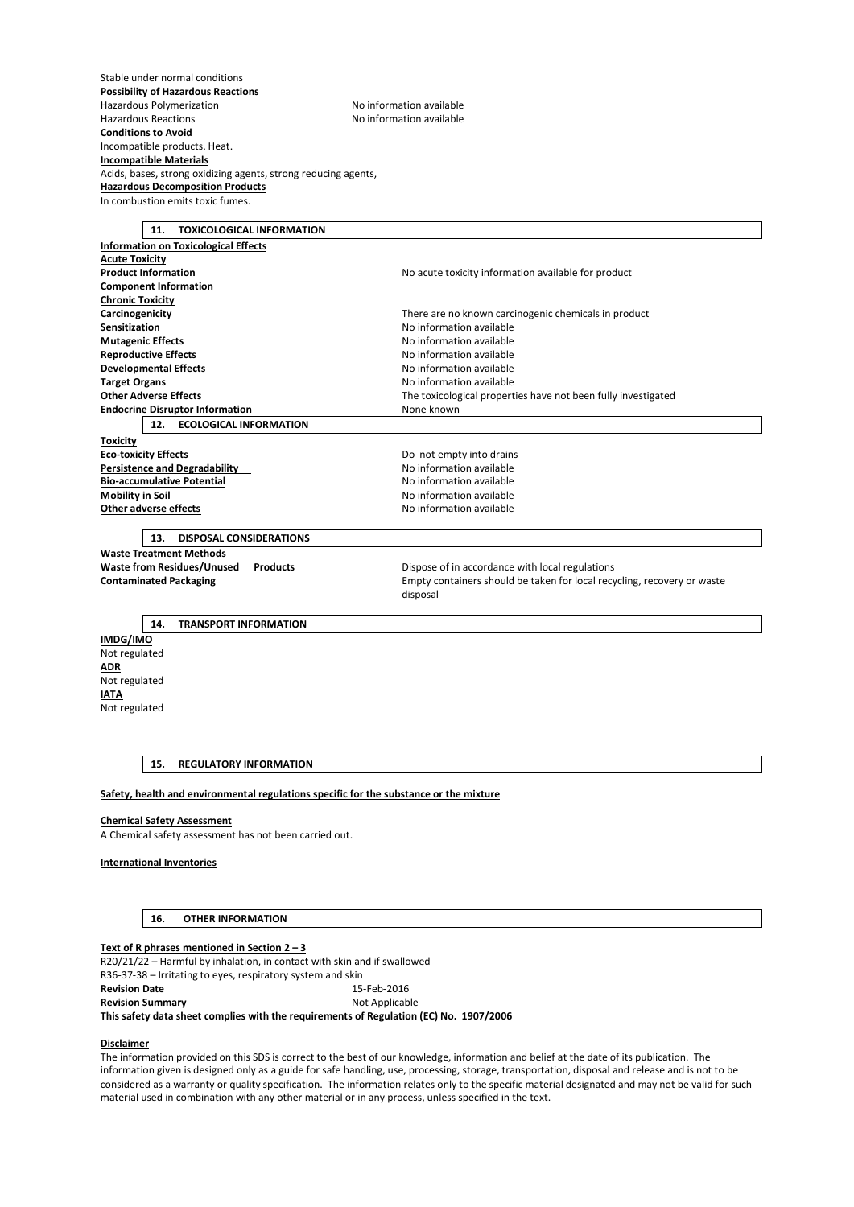Stable under normal conditions

**Possibility of Hazardous Reactions**

| | |
|---|---|
| Hazardous Polymerization | No information available |
| Hazardous Reactions | No information available |

**Conditions to Avoid**

Incompatible products. Heat.

**Incompatible Materials**

Acids, bases, strong oxidizing agents, strong reducing agents,

**Hazardous Decomposition Products**

In combustion emits toxic fumes.

## 11. TOXICOLOGICAL INFORMATION

**Information on Toxicological Effects**

**Acute Toxicity**

| | |
|---|---|
| **Product Information** | No acute toxicity information available for product |
| **Component Information** | |

**Chronic Toxicity**

| | |
|---|---|
| **Carcinogenicity** | There are no known carcinogenic chemicals in product |
| **Sensitization** | No information available |
| **Mutagenic Effects** | No information available |
| **Reproductive Effects** | No information available |
| **Developmental Effects** | No information available |
| **Target Organs** | No information available |
| **Other Adverse Effects** | The toxicological properties have not been fully investigated |
| **Endocrine Disruptor Information** | None known |

## 12. ECOLOGICAL INFORMATION

**Toxicity**

| | |
|---|---|
| **Eco-toxicity Effects** | Do not empty into drains |
| **Persistence and Degradability** | No information available |
| **Bio-accumulative Potential** | No information available |
| **Mobility in Soil** | No information available |
| **Other adverse effects** | No information available |

## 13. DISPOSAL CONSIDERATIONS

**Waste Treatment Methods**

| | |
|---|---|
| **Waste from Residues/Unused Products** | Dispose of in accordance with local regulations |
| **Contaminated Packaging** | Empty containers should be taken for local recycling, recovery or waste disposal |

## 14. TRANSPORT INFORMATION

**IMDG/IMO**

Not regulated

**ADR**

Not regulated

**IATA**

Not regulated

## 15. REGULATORY INFORMATION

**Safety, health and environmental regulations specific for the substance or the mixture**

**Chemical Safety Assessment**

A Chemical safety assessment has not been carried out.

**International Inventories**

## 16. OTHER INFORMATION

**Text of R phrases mentioned in Section 2 – 3**

R20/21/22 – Harmful by inhalation, in contact with skin and if swallowed

R36-37-38 – Irritating to eyes, respiratory system and skin

| | |
|---|---|
| **Revision Date** | 15-Feb-2016 |
| **Revision Summary** | Not Applicable |

**This safety data sheet complies with the requirements of Regulation (EC) No. 1907/2006**

**Disclaimer**

The information provided on this SDS is correct to the best of our knowledge, information and belief at the date of its publication. The information given is designed only as a guide for safe handling, use, processing, storage, transportation, disposal and release and is not to be considered as a warranty or quality specification. The information relates only to the specific material designated and may not be valid for such material used in combination with any other material or in any process, unless specified in the text.